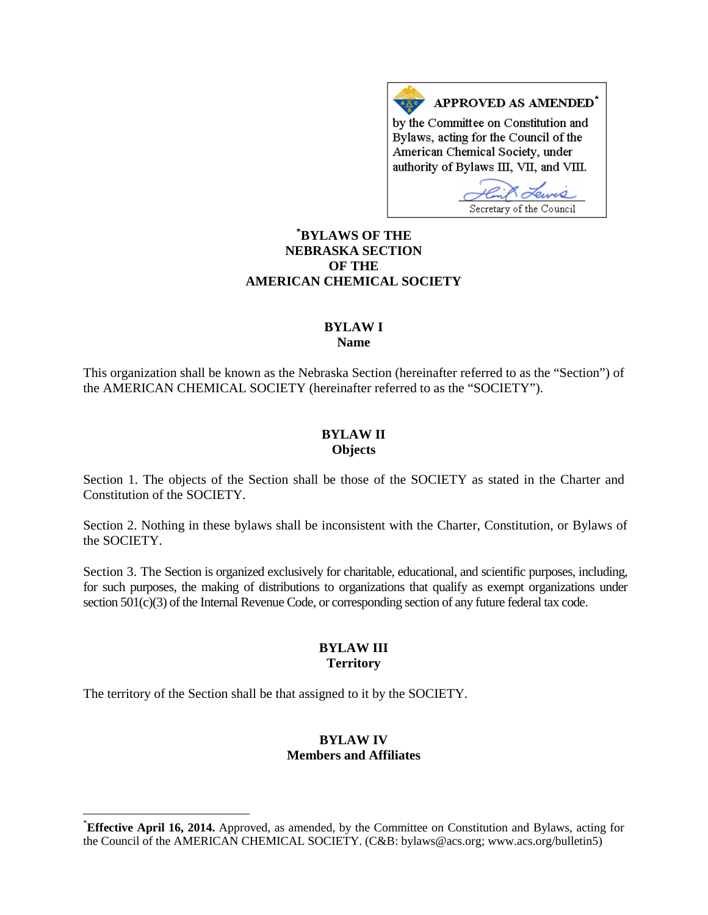**APPROVED AS AMENDED[*]**
by the Committee on Constitution and Bylaws, acting for the Council of the American Chemical Society, under authority of Bylaws III, VII, and VIII.

Secretary of the Council

# [*]BYLAWS OF THE NEBRASKA SECTION OF THE AMERICAN CHEMICAL SOCIETY

## BYLAW I
## Name

This organization shall be known as the Nebraska Section (hereinafter referred to as the "Section") of the AMERICAN CHEMICAL SOCIETY (hereinafter referred to as the "SOCIETY").

## BYLAW II
## Objects

Section 1. The objects of the Section shall be those of the SOCIETY as stated in the Charter and Constitution of the SOCIETY.

Section 2. Nothing in these bylaws shall be inconsistent with the Charter, Constitution, or Bylaws of the SOCIETY.

Section 3. The Section is organized exclusively for charitable, educational, and scientific purposes, including, for such purposes, the making of distributions to organizations that qualify as exempt organizations under section 501(c)(3) of the Internal Revenue Code, or corresponding section of any future federal tax code.

## BYLAW III
## Territory

The territory of the Section shall be that assigned to it by the SOCIETY.

## BYLAW IV
## Members and Affiliates

---

[*]**Effective April 16, 2014.** Approved, as amended, by the Committee on Constitution and Bylaws, acting for the Council of the AMERICAN CHEMICAL SOCIETY. (C&B: bylaws@acs.org; www.acs.org/bulletin5)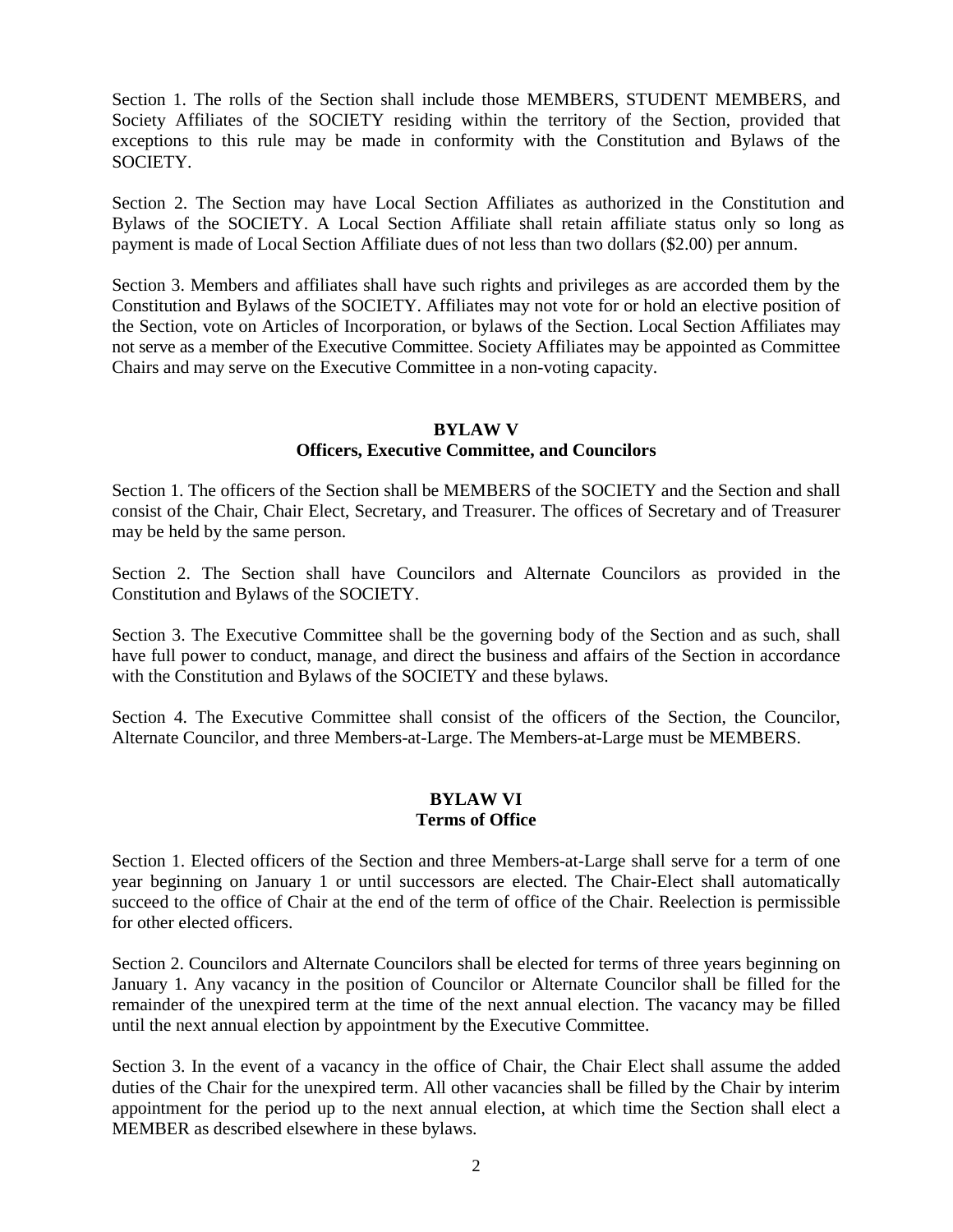Section 1. The rolls of the Section shall include those MEMBERS, STUDENT MEMBERS, and Society Affiliates of the SOCIETY residing within the territory of the Section, provided that exceptions to this rule may be made in conformity with the Constitution and Bylaws of the SOCIETY.

Section 2. The Section may have Local Section Affiliates as authorized in the Constitution and Bylaws of the SOCIETY. A Local Section Affiliate shall retain affiliate status only so long as payment is made of Local Section Affiliate dues of not less than two dollars ($2.00) per annum.

Section 3. Members and affiliates shall have such rights and privileges as are accorded them by the Constitution and Bylaws of the SOCIETY. Affiliates may not vote for or hold an elective position of the Section, vote on Articles of Incorporation, or bylaws of the Section. Local Section Affiliates may not serve as a member of the Executive Committee. Society Affiliates may be appointed as Committee Chairs and may serve on the Executive Committee in a non-voting capacity.

## BYLAW V
## Officers, Executive Committee, and Councilors

Section 1. The officers of the Section shall be MEMBERS of the SOCIETY and the Section and shall consist of the Chair, Chair Elect, Secretary, and Treasurer. The offices of Secretary and of Treasurer may be held by the same person.

Section 2. The Section shall have Councilors and Alternate Councilors as provided in the Constitution and Bylaws of the SOCIETY.

Section 3. The Executive Committee shall be the governing body of the Section and as such, shall have full power to conduct, manage, and direct the business and affairs of the Section in accordance with the Constitution and Bylaws of the SOCIETY and these bylaws.

Section 4. The Executive Committee shall consist of the officers of the Section, the Councilor, Alternate Councilor, and three Members-at-Large. The Members-at-Large must be MEMBERS.

## BYLAW VI
## Terms of Office

Section 1. Elected officers of the Section and three Members-at-Large shall serve for a term of one year beginning on January 1 or until successors are elected. The Chair-Elect shall automatically succeed to the office of Chair at the end of the term of office of the Chair. Reelection is permissible for other elected officers.

Section 2. Councilors and Alternate Councilors shall be elected for terms of three years beginning on January 1. Any vacancy in the position of Councilor or Alternate Councilor shall be filled for the remainder of the unexpired term at the time of the next annual election. The vacancy may be filled until the next annual election by appointment by the Executive Committee.

Section 3. In the event of a vacancy in the office of Chair, the Chair Elect shall assume the added duties of the Chair for the unexpired term. All other vacancies shall be filled by the Chair by interim appointment for the period up to the next annual election, at which time the Section shall elect a MEMBER as described elsewhere in these bylaws.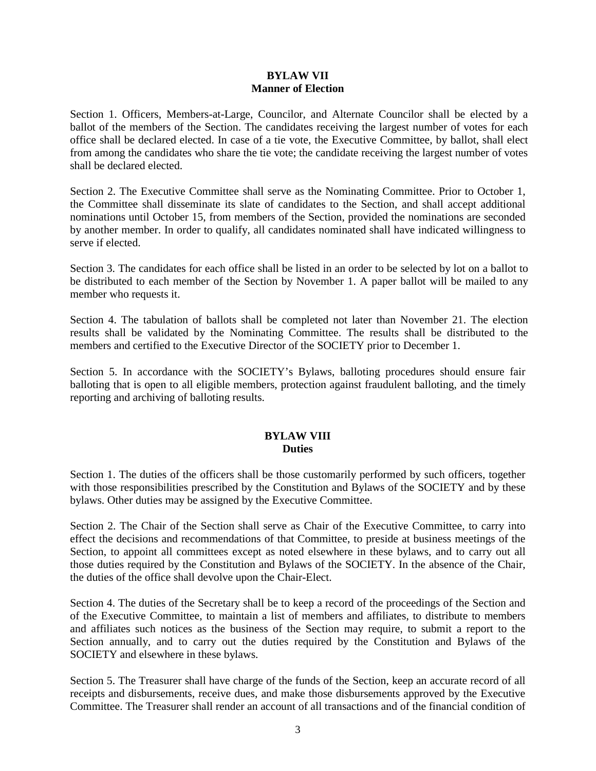## BYLAW VII
## Manner of Election

Section 1. Officers, Members-at-Large, Councilor, and Alternate Councilor shall be elected by a ballot of the members of the Section. The candidates receiving the largest number of votes for each office shall be declared elected. In case of a tie vote, the Executive Committee, by ballot, shall elect from among the candidates who share the tie vote; the candidate receiving the largest number of votes shall be declared elected.

Section 2. The Executive Committee shall serve as the Nominating Committee. Prior to October 1, the Committee shall disseminate its slate of candidates to the Section, and shall accept additional nominations until October 15, from members of the Section, provided the nominations are seconded by another member. In order to qualify, all candidates nominated shall have indicated willingness to serve if elected.

Section 3. The candidates for each office shall be listed in an order to be selected by lot on a ballot to be distributed to each member of the Section by November 1. A paper ballot will be mailed to any member who requests it.

Section 4. The tabulation of ballots shall be completed not later than November 21. The election results shall be validated by the Nominating Committee. The results shall be distributed to the members and certified to the Executive Director of the SOCIETY prior to December 1.

Section 5. In accordance with the SOCIETY's Bylaws, balloting procedures should ensure fair balloting that is open to all eligible members, protection against fraudulent balloting, and the timely reporting and archiving of balloting results.

## BYLAW VIII
## Duties

Section 1. The duties of the officers shall be those customarily performed by such officers, together with those responsibilities prescribed by the Constitution and Bylaws of the SOCIETY and by these bylaws. Other duties may be assigned by the Executive Committee.

Section 2. The Chair of the Section shall serve as Chair of the Executive Committee, to carry into effect the decisions and recommendations of that Committee, to preside at business meetings of the Section, to appoint all committees except as noted elsewhere in these bylaws, and to carry out all those duties required by the Constitution and Bylaws of the SOCIETY. In the absence of the Chair, the duties of the office shall devolve upon the Chair-Elect.

Section 4. The duties of the Secretary shall be to keep a record of the proceedings of the Section and of the Executive Committee, to maintain a list of members and affiliates, to distribute to members and affiliates such notices as the business of the Section may require, to submit a report to the Section annually, and to carry out the duties required by the Constitution and Bylaws of the SOCIETY and elsewhere in these bylaws.

Section 5. The Treasurer shall have charge of the funds of the Section, keep an accurate record of all receipts and disbursements, receive dues, and make those disbursements approved by the Executive Committee. The Treasurer shall render an account of all transactions and of the financial condition of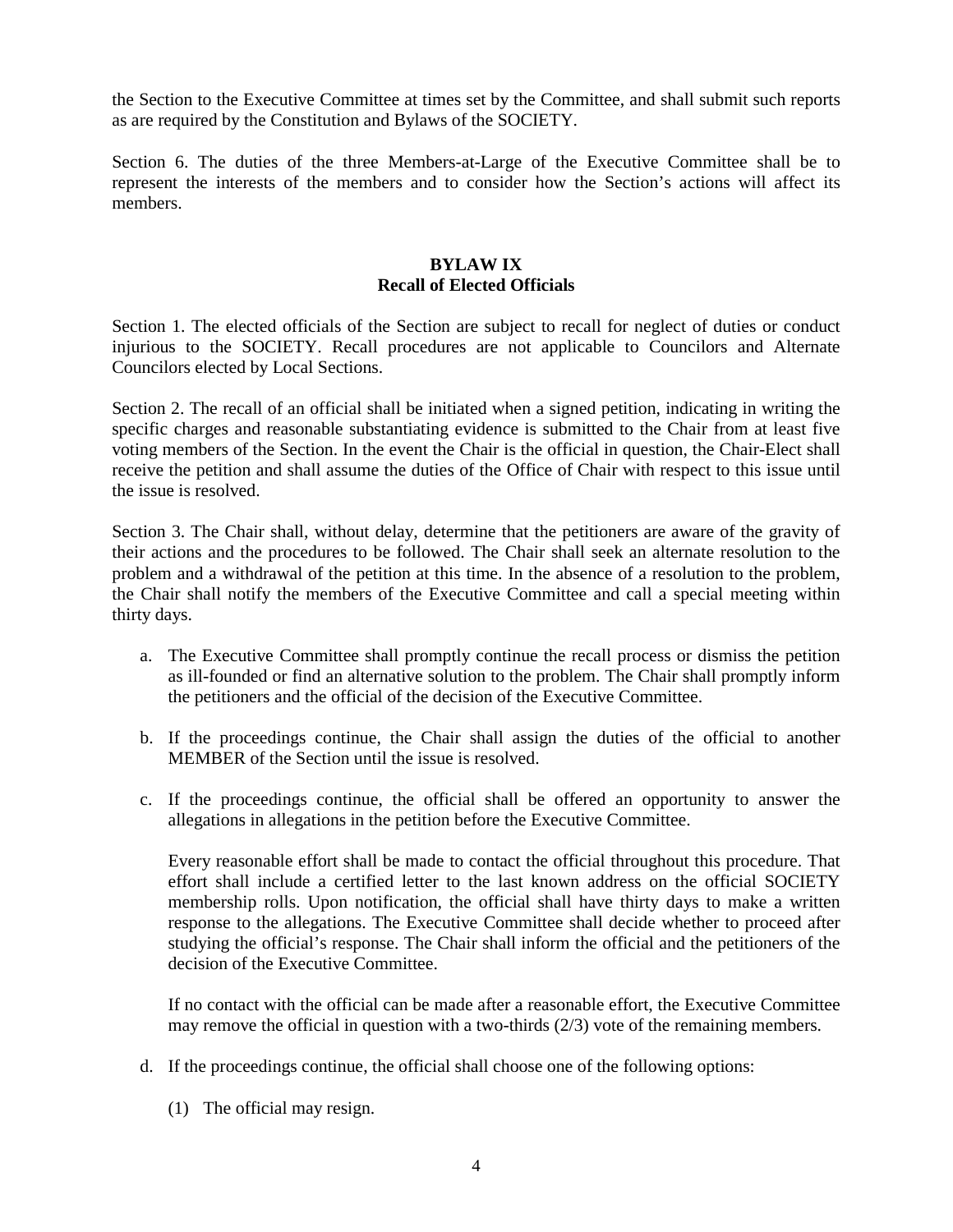the Section to the Executive Committee at times set by the Committee, and shall submit such reports as are required by the Constitution and Bylaws of the SOCIETY.

Section 6. The duties of the three Members-at-Large of the Executive Committee shall be to represent the interests of the members and to consider how the Section's actions will affect its members.

## BYLAW IX
## Recall of Elected Officials

Section 1. The elected officials of the Section are subject to recall for neglect of duties or conduct injurious to the SOCIETY. Recall procedures are not applicable to Councilors and Alternate Councilors elected by Local Sections.

Section 2. The recall of an official shall be initiated when a signed petition, indicating in writing the specific charges and reasonable substantiating evidence is submitted to the Chair from at least five voting members of the Section. In the event the Chair is the official in question, the Chair-Elect shall receive the petition and shall assume the duties of the Office of Chair with respect to this issue until the issue is resolved.

Section 3. The Chair shall, without delay, determine that the petitioners are aware of the gravity of their actions and the procedures to be followed. The Chair shall seek an alternate resolution to the problem and a withdrawal of the petition at this time. In the absence of a resolution to the problem, the Chair shall notify the members of the Executive Committee and call a special meeting within thirty days.

a. The Executive Committee shall promptly continue the recall process or dismiss the petition as ill-founded or find an alternative solution to the problem. The Chair shall promptly inform the petitioners and the official of the decision of the Executive Committee.

b. If the proceedings continue, the Chair shall assign the duties of the official to another MEMBER of the Section until the issue is resolved.

c. If the proceedings continue, the official shall be offered an opportunity to answer the allegations in allegations in the petition before the Executive Committee.

   Every reasonable effort shall be made to contact the official throughout this procedure. That effort shall include a certified letter to the last known address on the official SOCIETY membership rolls. Upon notification, the official shall have thirty days to make a written response to the allegations. The Executive Committee shall decide whether to proceed after studying the official's response. The Chair shall inform the official and the petitioners of the decision of the Executive Committee.

   If no contact with the official can be made after a reasonable effort, the Executive Committee may remove the official in question with a two-thirds (2/3) vote of the remaining members.

d. If the proceedings continue, the official shall choose one of the following options:

   (1) The official may resign.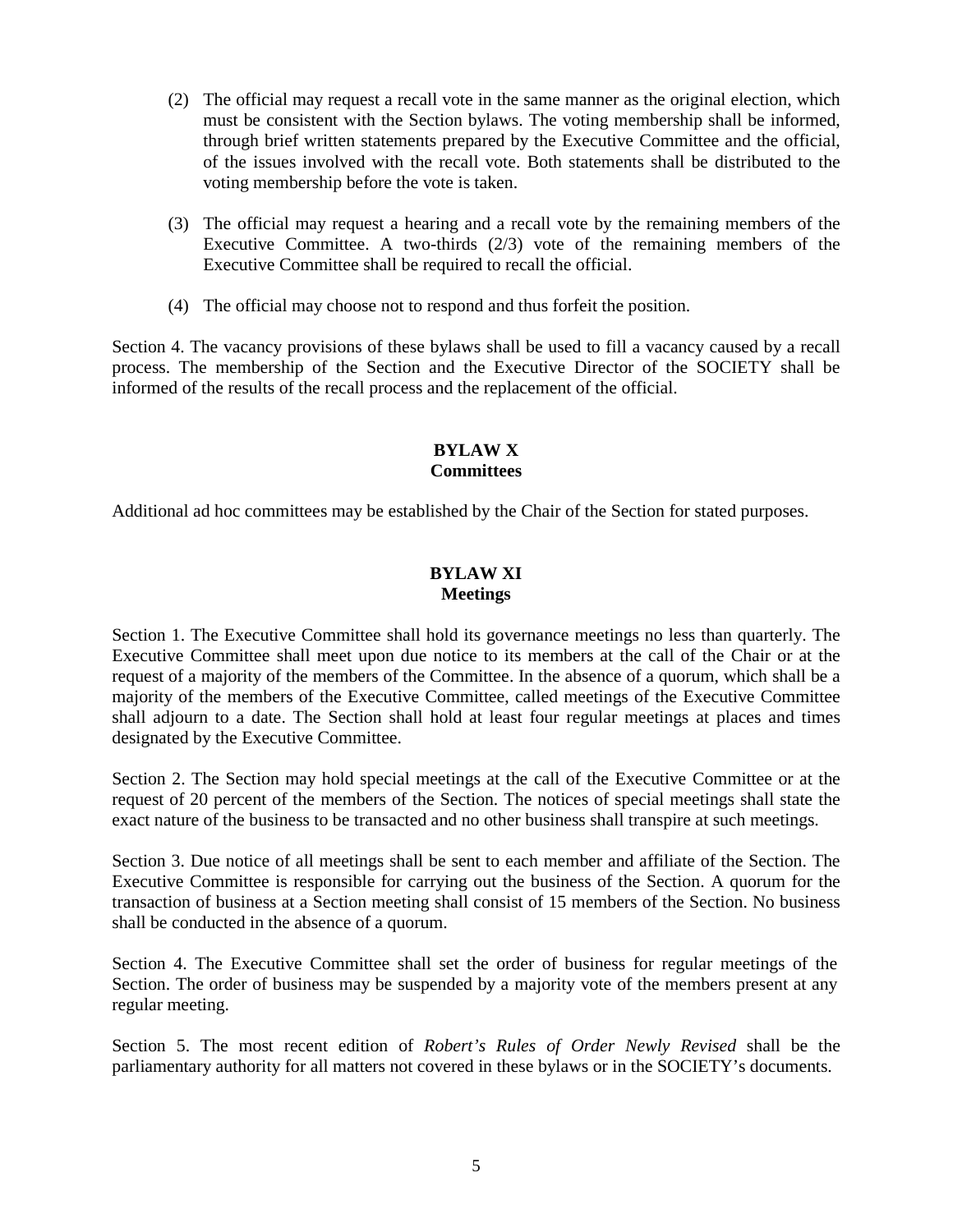(2) The official may request a recall vote in the same manner as the original election, which must be consistent with the Section bylaws. The voting membership shall be informed, through brief written statements prepared by the Executive Committee and the official, of the issues involved with the recall vote. Both statements shall be distributed to the voting membership before the vote is taken.

(3) The official may request a hearing and a recall vote by the remaining members of the Executive Committee. A two-thirds (2/3) vote of the remaining members of the Executive Committee shall be required to recall the official.

(4) The official may choose not to respond and thus forfeit the position.

Section 4. The vacancy provisions of these bylaws shall be used to fill a vacancy caused by a recall process. The membership of the Section and the Executive Director of the SOCIETY shall be informed of the results of the recall process and the replacement of the official.

## BYLAW X
## Committees

Additional ad hoc committees may be established by the Chair of the Section for stated purposes.

## BYLAW XI
## Meetings

Section 1. The Executive Committee shall hold its governance meetings no less than quarterly. The Executive Committee shall meet upon due notice to its members at the call of the Chair or at the request of a majority of the members of the Committee. In the absence of a quorum, which shall be a majority of the members of the Executive Committee, called meetings of the Executive Committee shall adjourn to a date. The Section shall hold at least four regular meetings at places and times designated by the Executive Committee.

Section 2. The Section may hold special meetings at the call of the Executive Committee or at the request of 20 percent of the members of the Section. The notices of special meetings shall state the exact nature of the business to be transacted and no other business shall transpire at such meetings.

Section 3. Due notice of all meetings shall be sent to each member and affiliate of the Section. The Executive Committee is responsible for carrying out the business of the Section. A quorum for the transaction of business at a Section meeting shall consist of 15 members of the Section. No business shall be conducted in the absence of a quorum.

Section 4. The Executive Committee shall set the order of business for regular meetings of the Section. The order of business may be suspended by a majority vote of the members present at any regular meeting.

Section 5. The most recent edition of *Robert's Rules of Order Newly Revised* shall be the parliamentary authority for all matters not covered in these bylaws or in the SOCIETY's documents.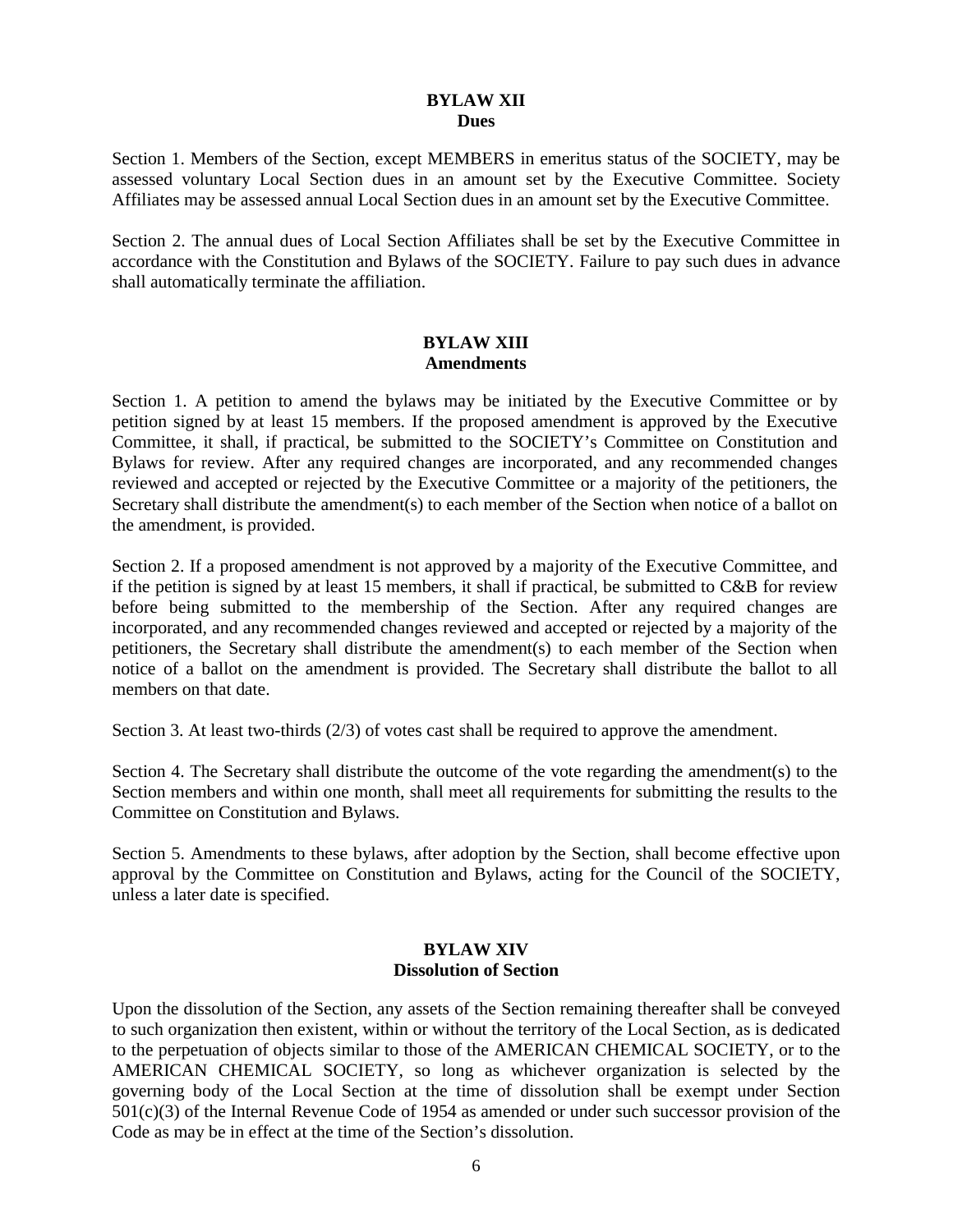## BYLAW XII
**Dues**

Section 1. Members of the Section, except MEMBERS in emeritus status of the SOCIETY, may be assessed voluntary Local Section dues in an amount set by the Executive Committee. Society Affiliates may be assessed annual Local Section dues in an amount set by the Executive Committee.

Section 2. The annual dues of Local Section Affiliates shall be set by the Executive Committee in accordance with the Constitution and Bylaws of the SOCIETY. Failure to pay such dues in advance shall automatically terminate the affiliation.

## BYLAW XIII
**Amendments**

Section 1. A petition to amend the bylaws may be initiated by the Executive Committee or by petition signed by at least 15 members. If the proposed amendment is approved by the Executive Committee, it shall, if practical, be submitted to the SOCIETY's Committee on Constitution and Bylaws for review. After any required changes are incorporated, and any recommended changes reviewed and accepted or rejected by the Executive Committee or a majority of the petitioners, the Secretary shall distribute the amendment(s) to each member of the Section when notice of a ballot on the amendment, is provided.

Section 2. If a proposed amendment is not approved by a majority of the Executive Committee, and if the petition is signed by at least 15 members, it shall if practical, be submitted to C&B for review before being submitted to the membership of the Section. After any required changes are incorporated, and any recommended changes reviewed and accepted or rejected by a majority of the petitioners, the Secretary shall distribute the amendment(s) to each member of the Section when notice of a ballot on the amendment is provided. The Secretary shall distribute the ballot to all members on that date.

Section 3. At least two-thirds (2/3) of votes cast shall be required to approve the amendment.

Section 4. The Secretary shall distribute the outcome of the vote regarding the amendment(s) to the Section members and within one month, shall meet all requirements for submitting the results to the Committee on Constitution and Bylaws.

Section 5. Amendments to these bylaws, after adoption by the Section, shall become effective upon approval by the Committee on Constitution and Bylaws, acting for the Council of the SOCIETY, unless a later date is specified.

## BYLAW XIV
**Dissolution of Section**

Upon the dissolution of the Section, any assets of the Section remaining thereafter shall be conveyed to such organization then existent, within or without the territory of the Local Section, as is dedicated to the perpetuation of objects similar to those of the AMERICAN CHEMICAL SOCIETY, or to the AMERICAN CHEMICAL SOCIETY, so long as whichever organization is selected by the governing body of the Local Section at the time of dissolution shall be exempt under Section 501(c)(3) of the Internal Revenue Code of 1954 as amended or under such successor provision of the Code as may be in effect at the time of the Section's dissolution.